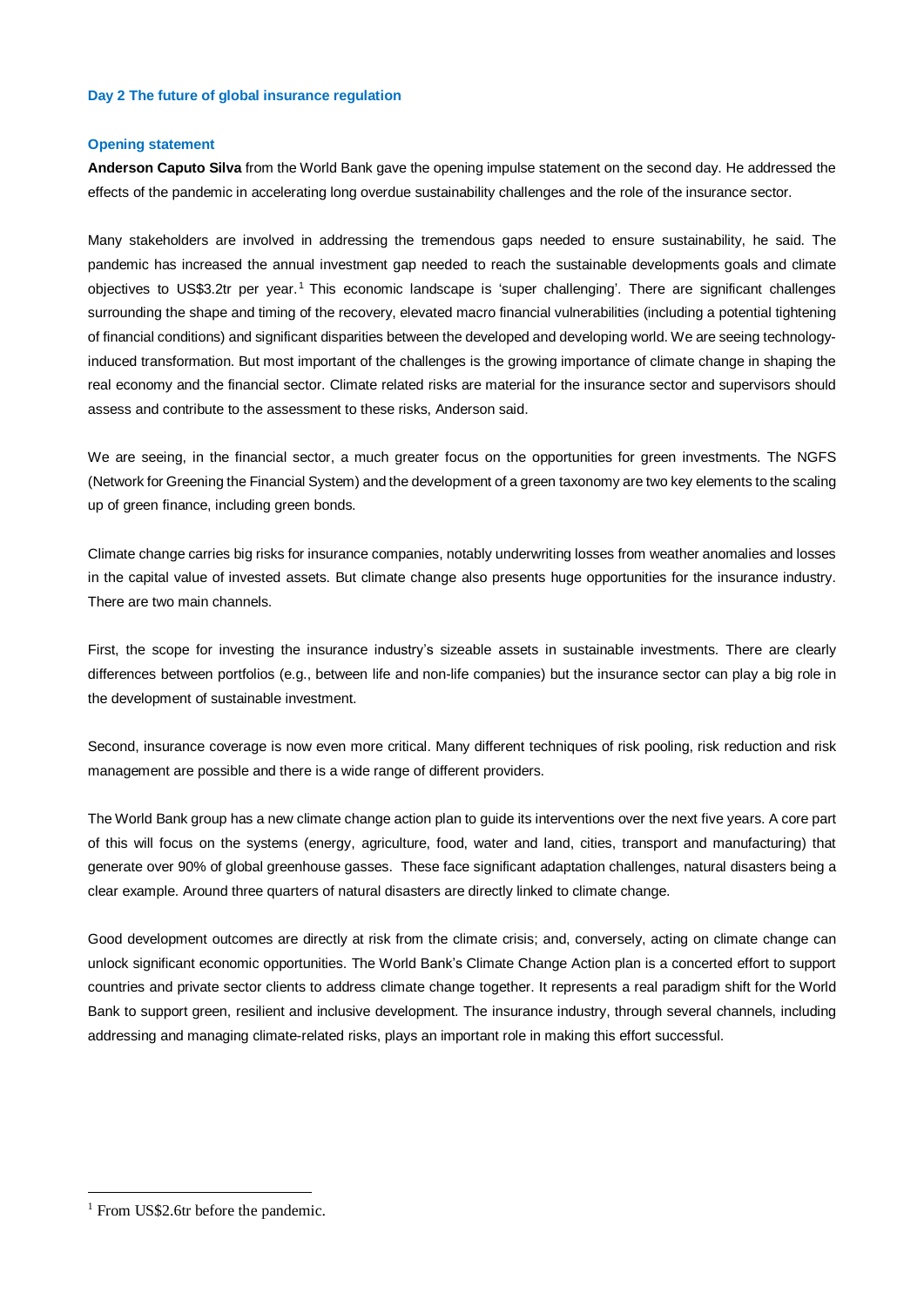## Day 2 The future of global insurance regulation

### Opening statement

**Anderson Caputo Silva** from the World Bank gave the opening impulse statement on the second day. He addressed the effects of the pandemic in accelerating long overdue sustainability challenges and the role of the insurance sector.

Many stakeholders are involved in addressing the tremendous gaps needed to ensure sustainability, he said. The pandemic has increased the annual investment gap needed to reach the sustainable developments goals and climate objectives to US$3.2tr per year.[1] This economic landscape is 'super challenging'. There are significant challenges surrounding the shape and timing of the recovery, elevated macro financial vulnerabilities (including a potential tightening of financial conditions) and significant disparities between the developed and developing world. We are seeing technology-induced transformation. But most important of the challenges is the growing importance of climate change in shaping the real economy and the financial sector. Climate related risks are material for the insurance sector and supervisors should assess and contribute to the assessment to these risks, Anderson said.

We are seeing, in the financial sector, a much greater focus on the opportunities for green investments. The NGFS (Network for Greening the Financial System) and the development of a green taxonomy are two key elements to the scaling up of green finance, including green bonds.

Climate change carries big risks for insurance companies, notably underwriting losses from weather anomalies and losses in the capital value of invested assets. But climate change also presents huge opportunities for the insurance industry. There are two main channels.

First, the scope for investing the insurance industry's sizeable assets in sustainable investments. There are clearly differences between portfolios (e.g., between life and non-life companies) but the insurance sector can play a big role in the development of sustainable investment.

Second, insurance coverage is now even more critical. Many different techniques of risk pooling, risk reduction and risk management are possible and there is a wide range of different providers.

The World Bank group has a new climate change action plan to guide its interventions over the next five years. A core part of this will focus on the systems (energy, agriculture, food, water and land, cities, transport and manufacturing) that generate over 90% of global greenhouse gasses. These face significant adaptation challenges, natural disasters being a clear example. Around three quarters of natural disasters are directly linked to climate change.

Good development outcomes are directly at risk from the climate crisis; and, conversely, acting on climate change can unlock significant economic opportunities. The World Bank's Climate Change Action plan is a concerted effort to support countries and private sector clients to address climate change together. It represents a real paradigm shift for the World Bank to support green, resilient and inclusive development. The insurance industry, through several channels, including addressing and managing climate-related risks, plays an important role in making this effort successful.

[1] From US$2.6tr before the pandemic.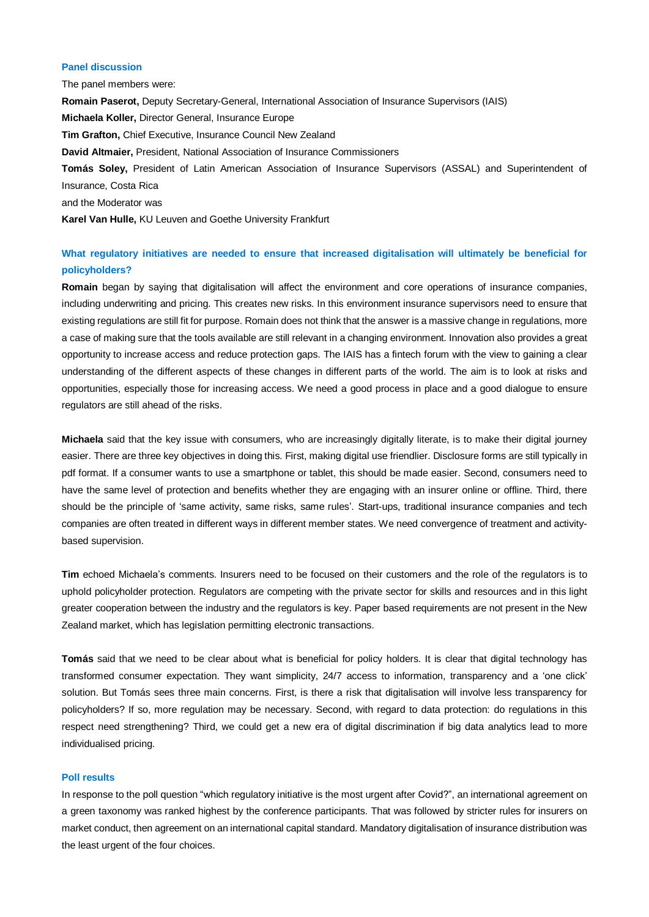### Panel discussion

The panel members were:

**Romain Paserot,** Deputy Secretary-General, International Association of Insurance Supervisors (IAIS)

**Michaela Koller,** Director General, Insurance Europe

**Tim Grafton,** Chief Executive, Insurance Council New Zealand

**David Altmaier,** President, National Association of Insurance Commissioners

**Tomás Soley,** President of Latin American Association of Insurance Supervisors (ASSAL) and Superintendent of Insurance, Costa Rica

and the Moderator was

**Karel Van Hulle,** KU Leuven and Goethe University Frankfurt

### What regulatory initiatives are needed to ensure that increased digitalisation will ultimately be beneficial for policyholders?

**Romain** began by saying that digitalisation will affect the environment and core operations of insurance companies, including underwriting and pricing. This creates new risks. In this environment insurance supervisors need to ensure that existing regulations are still fit for purpose. Romain does not think that the answer is a massive change in regulations, more a case of making sure that the tools available are still relevant in a changing environment. Innovation also provides a great opportunity to increase access and reduce protection gaps. The IAIS has a fintech forum with the view to gaining a clear understanding of the different aspects of these changes in different parts of the world. The aim is to look at risks and opportunities, especially those for increasing access. We need a good process in place and a good dialogue to ensure regulators are still ahead of the risks.

**Michaela** said that the key issue with consumers, who are increasingly digitally literate, is to make their digital journey easier. There are three key objectives in doing this. First, making digital use friendlier. Disclosure forms are still typically in pdf format. If a consumer wants to use a smartphone or tablet, this should be made easier. Second, consumers need to have the same level of protection and benefits whether they are engaging with an insurer online or offline. Third, there should be the principle of 'same activity, same risks, same rules'. Start-ups, traditional insurance companies and tech companies are often treated in different ways in different member states. We need convergence of treatment and activity-based supervision.

**Tim** echoed Michaela's comments. Insurers need to be focused on their customers and the role of the regulators is to uphold policyholder protection. Regulators are competing with the private sector for skills and resources and in this light greater cooperation between the industry and the regulators is key. Paper based requirements are not present in the New Zealand market, which has legislation permitting electronic transactions.

**Tomás** said that we need to be clear about what is beneficial for policy holders. It is clear that digital technology has transformed consumer expectation. They want simplicity, 24/7 access to information, transparency and a 'one click' solution. But Tomás sees three main concerns. First, is there a risk that digitalisation will involve less transparency for policyholders? If so, more regulation may be necessary. Second, with regard to data protection: do regulations in this respect need strengthening? Third, we could get a new era of digital discrimination if big data analytics lead to more individualised pricing.

### Poll results

In response to the poll question "which regulatory initiative is the most urgent after Covid?", an international agreement on a green taxonomy was ranked highest by the conference participants. That was followed by stricter rules for insurers on market conduct, then agreement on an international capital standard. Mandatory digitalisation of insurance distribution was the least urgent of the four choices.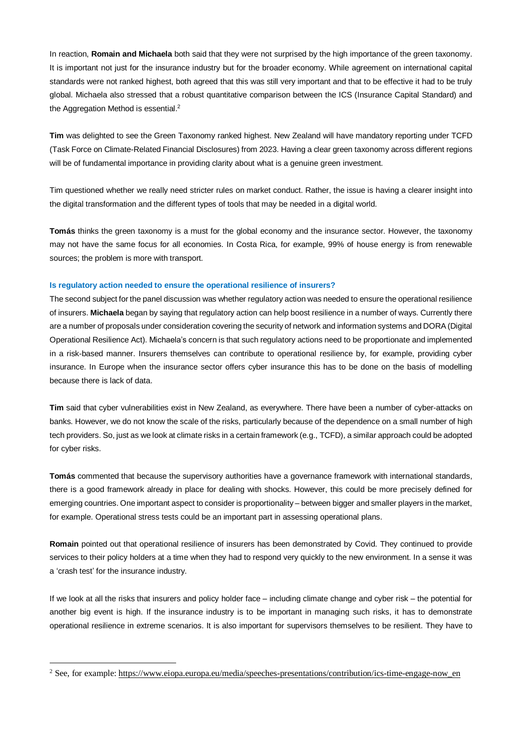In reaction, **Romain and Michaela** both said that they were not surprised by the high importance of the green taxonomy. It is important not just for the insurance industry but for the broader economy. While agreement on international capital standards were not ranked highest, both agreed that this was still very important and that to be effective it had to be truly global. Michaela also stressed that a robust quantitative comparison between the ICS (Insurance Capital Standard) and the Aggregation Method is essential.[2]

**Tim** was delighted to see the Green Taxonomy ranked highest. New Zealand will have mandatory reporting under TCFD (Task Force on Climate-Related Financial Disclosures) from 2023. Having a clear green taxonomy across different regions will be of fundamental importance in providing clarity about what is a genuine green investment.

Tim questioned whether we really need stricter rules on market conduct. Rather, the issue is having a clearer insight into the digital transformation and the different types of tools that may be needed in a digital world.

**Tomás** thinks the green taxonomy is a must for the global economy and the insurance sector. However, the taxonomy may not have the same focus for all economies. In Costa Rica, for example, 99% of house energy is from renewable sources; the problem is more with transport.

### Is regulatory action needed to ensure the operational resilience of insurers?

The second subject for the panel discussion was whether regulatory action was needed to ensure the operational resilience of insurers. **Michaela** began by saying that regulatory action can help boost resilience in a number of ways. Currently there are a number of proposals under consideration covering the security of network and information systems and DORA (Digital Operational Resilience Act). Michaela's concern is that such regulatory actions need to be proportionate and implemented in a risk-based manner. Insurers themselves can contribute to operational resilience by, for example, providing cyber insurance. In Europe when the insurance sector offers cyber insurance this has to be done on the basis of modelling because there is lack of data.

**Tim** said that cyber vulnerabilities exist in New Zealand, as everywhere. There have been a number of cyber-attacks on banks. However, we do not know the scale of the risks, particularly because of the dependence on a small number of high tech providers. So, just as we look at climate risks in a certain framework (e.g., TCFD), a similar approach could be adopted for cyber risks.

**Tomás** commented that because the supervisory authorities have a governance framework with international standards, there is a good framework already in place for dealing with shocks. However, this could be more precisely defined for emerging countries. One important aspect to consider is proportionality – between bigger and smaller players in the market, for example. Operational stress tests could be an important part in assessing operational plans.

**Romain** pointed out that operational resilience of insurers has been demonstrated by Covid. They continued to provide services to their policy holders at a time when they had to respond very quickly to the new environment. In a sense it was a 'crash test' for the insurance industry.

If we look at all the risks that insurers and policy holder face – including climate change and cyber risk – the potential for another big event is high. If the insurance industry is to be important in managing such risks, it has to demonstrate operational resilience in extreme scenarios. It is also important for supervisors themselves to be resilient. They have to

[2] See, for example: https://www.eiopa.europa.eu/media/speeches-presentations/contribution/ics-time-engage-now_en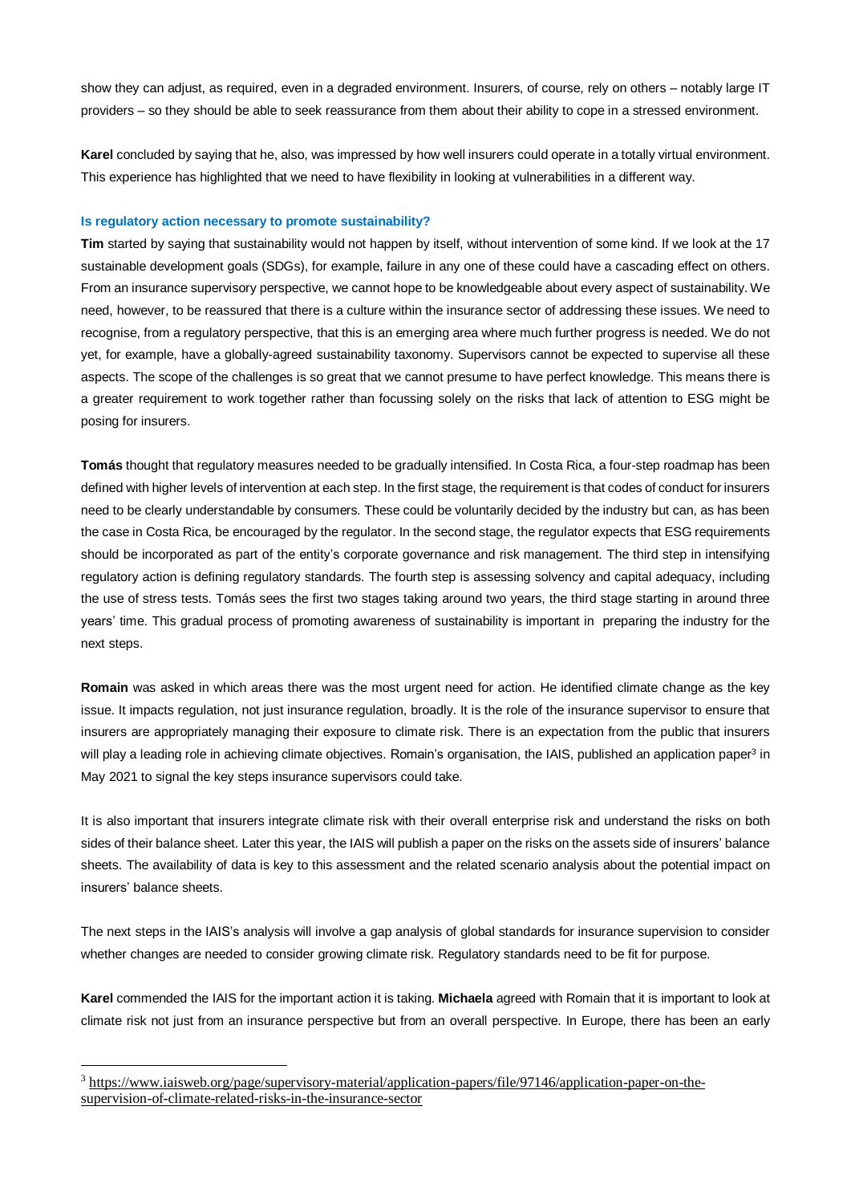show they can adjust, as required, even in a degraded environment. Insurers, of course, rely on others – notably large IT providers – so they should be able to seek reassurance from them about their ability to cope in a stressed environment.

**Karel** concluded by saying that he, also, was impressed by how well insurers could operate in a totally virtual environment. This experience has highlighted that we need to have flexibility in looking at vulnerabilities in a different way.

### Is regulatory action necessary to promote sustainability?

**Tim** started by saying that sustainability would not happen by itself, without intervention of some kind. If we look at the 17 sustainable development goals (SDGs), for example, failure in any one of these could have a cascading effect on others. From an insurance supervisory perspective, we cannot hope to be knowledgeable about every aspect of sustainability. We need, however, to be reassured that there is a culture within the insurance sector of addressing these issues. We need to recognise, from a regulatory perspective, that this is an emerging area where much further progress is needed. We do not yet, for example, have a globally-agreed sustainability taxonomy. Supervisors cannot be expected to supervise all these aspects. The scope of the challenges is so great that we cannot presume to have perfect knowledge. This means there is a greater requirement to work together rather than focussing solely on the risks that lack of attention to ESG might be posing for insurers.

**Tomás** thought that regulatory measures needed to be gradually intensified. In Costa Rica, a four-step roadmap has been defined with higher levels of intervention at each step. In the first stage, the requirement is that codes of conduct for insurers need to be clearly understandable by consumers. These could be voluntarily decided by the industry but can, as has been the case in Costa Rica, be encouraged by the regulator. In the second stage, the regulator expects that ESG requirements should be incorporated as part of the entity's corporate governance and risk management. The third step in intensifying regulatory action is defining regulatory standards. The fourth step is assessing solvency and capital adequacy, including the use of stress tests. Tomás sees the first two stages taking around two years, the third stage starting in around three years' time. This gradual process of promoting awareness of sustainability is important in preparing the industry for the next steps.

**Romain** was asked in which areas there was the most urgent need for action. He identified climate change as the key issue. It impacts regulation, not just insurance regulation, broadly. It is the role of the insurance supervisor to ensure that insurers are appropriately managing their exposure to climate risk. There is an expectation from the public that insurers will play a leading role in achieving climate objectives. Romain's organisation, the IAIS, published an application paper[3] in May 2021 to signal the key steps insurance supervisors could take.

It is also important that insurers integrate climate risk with their overall enterprise risk and understand the risks on both sides of their balance sheet. Later this year, the IAIS will publish a paper on the risks on the assets side of insurers' balance sheets. The availability of data is key to this assessment and the related scenario analysis about the potential impact on insurers' balance sheets.

The next steps in the IAIS's analysis will involve a gap analysis of global standards for insurance supervision to consider whether changes are needed to consider growing climate risk. Regulatory standards need to be fit for purpose.

**Karel** commended the IAIS for the important action it is taking. **Michaela** agreed with Romain that it is important to look at climate risk not just from an insurance perspective but from an overall perspective. In Europe, there has been an early

---

[3] https://www.iaisweb.org/page/supervisory-material/application-papers/file/97146/application-paper-on-the-supervision-of-climate-related-risks-in-the-insurance-sector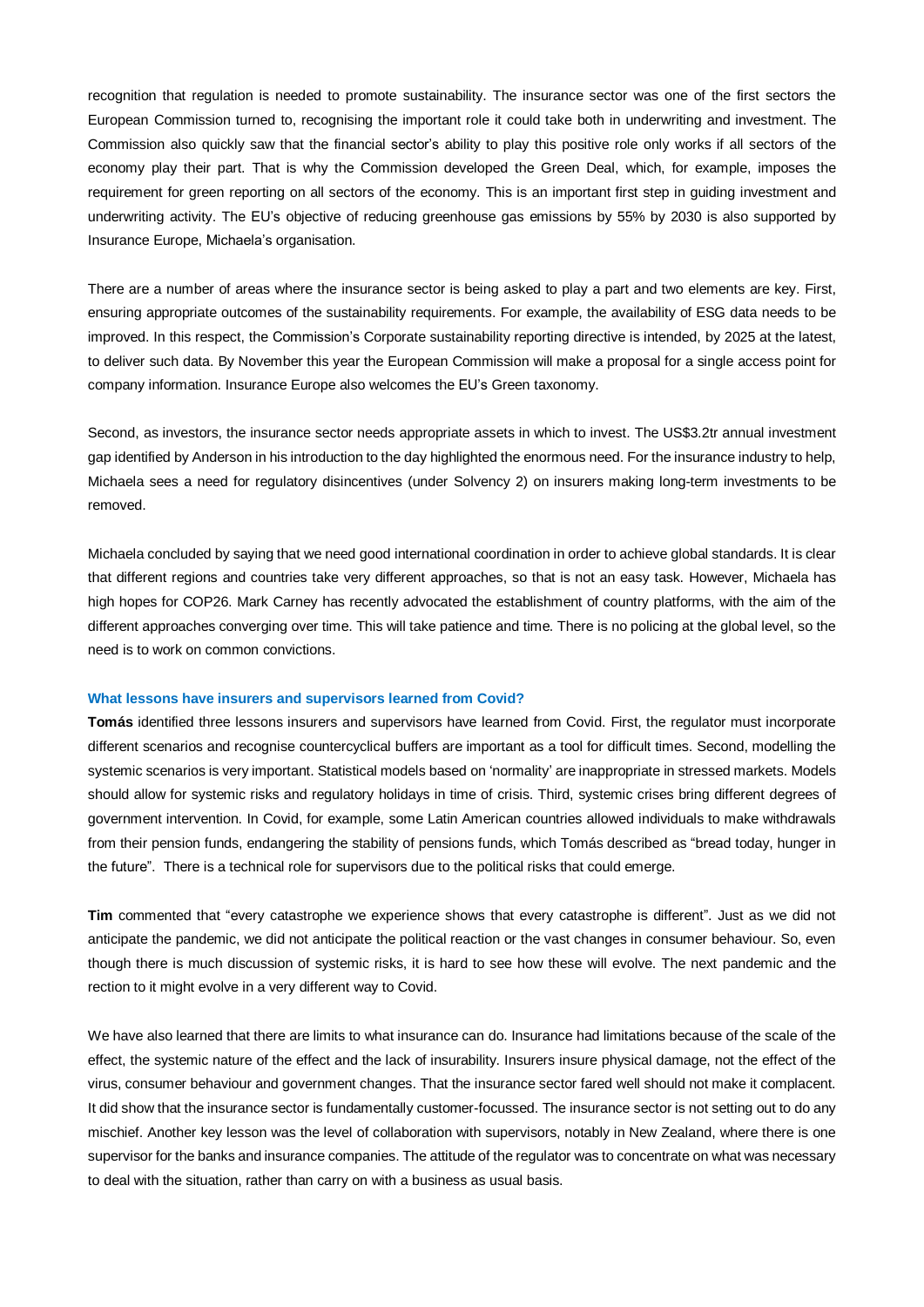recognition that regulation is needed to promote sustainability. The insurance sector was one of the first sectors the European Commission turned to, recognising the important role it could take both in underwriting and investment. The Commission also quickly saw that the financial sector's ability to play this positive role only works if all sectors of the economy play their part. That is why the Commission developed the Green Deal, which, for example, imposes the requirement for green reporting on all sectors of the economy. This is an important first step in guiding investment and underwriting activity. The EU's objective of reducing greenhouse gas emissions by 55% by 2030 is also supported by Insurance Europe, Michaela's organisation.

There are a number of areas where the insurance sector is being asked to play a part and two elements are key. First, ensuring appropriate outcomes of the sustainability requirements. For example, the availability of ESG data needs to be improved. In this respect, the Commission's Corporate sustainability reporting directive is intended, by 2025 at the latest, to deliver such data. By November this year the European Commission will make a proposal for a single access point for company information. Insurance Europe also welcomes the EU's Green taxonomy.

Second, as investors, the insurance sector needs appropriate assets in which to invest. The US$3.2tr annual investment gap identified by Anderson in his introduction to the day highlighted the enormous need. For the insurance industry to help, Michaela sees a need for regulatory disincentives (under Solvency 2) on insurers making long-term investments to be removed.

Michaela concluded by saying that we need good international coordination in order to achieve global standards. It is clear that different regions and countries take very different approaches, so that is not an easy task. However, Michaela has high hopes for COP26. Mark Carney has recently advocated the establishment of country platforms, with the aim of the different approaches converging over time. This will take patience and time. There is no policing at the global level, so the need is to work on common convictions.

### What lessons have insurers and supervisors learned from Covid?

**Tomás** identified three lessons insurers and supervisors have learned from Covid. First, the regulator must incorporate different scenarios and recognise countercyclical buffers are important as a tool for difficult times. Second, modelling the systemic scenarios is very important. Statistical models based on 'normality' are inappropriate in stressed markets. Models should allow for systemic risks and regulatory holidays in time of crisis. Third, systemic crises bring different degrees of government intervention. In Covid, for example, some Latin American countries allowed individuals to make withdrawals from their pension funds, endangering the stability of pensions funds, which Tomás described as "bread today, hunger in the future". There is a technical role for supervisors due to the political risks that could emerge.

**Tim** commented that "every catastrophe we experience shows that every catastrophe is different". Just as we did not anticipate the pandemic, we did not anticipate the political reaction or the vast changes in consumer behaviour. So, even though there is much discussion of systemic risks, it is hard to see how these will evolve. The next pandemic and the rection to it might evolve in a very different way to Covid.

We have also learned that there are limits to what insurance can do. Insurance had limitations because of the scale of the effect, the systemic nature of the effect and the lack of insurability. Insurers insure physical damage, not the effect of the virus, consumer behaviour and government changes. That the insurance sector fared well should not make it complacent. It did show that the insurance sector is fundamentally customer-focussed. The insurance sector is not setting out to do any mischief. Another key lesson was the level of collaboration with supervisors, notably in New Zealand, where there is one supervisor for the banks and insurance companies. The attitude of the regulator was to concentrate on what was necessary to deal with the situation, rather than carry on with a business as usual basis.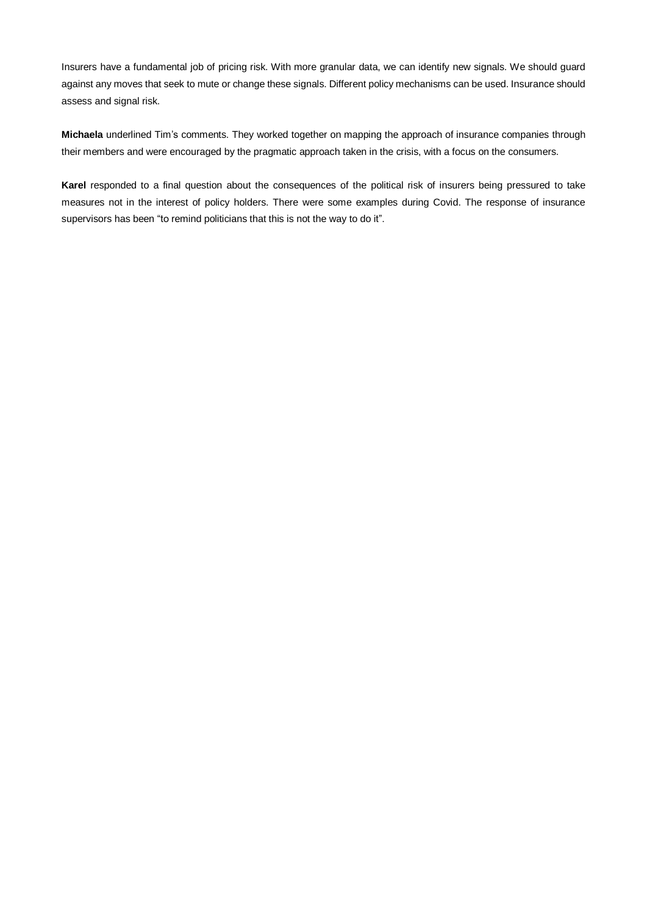Insurers have a fundamental job of pricing risk. With more granular data, we can identify new signals. We should guard against any moves that seek to mute or change these signals. Different policy mechanisms can be used. Insurance should assess and signal risk.

**Michaela** underlined Tim's comments. They worked together on mapping the approach of insurance companies through their members and were encouraged by the pragmatic approach taken in the crisis, with a focus on the consumers.

**Karel** responded to a final question about the consequences of the political risk of insurers being pressured to take measures not in the interest of policy holders. There were some examples during Covid. The response of insurance supervisors has been "to remind politicians that this is not the way to do it".